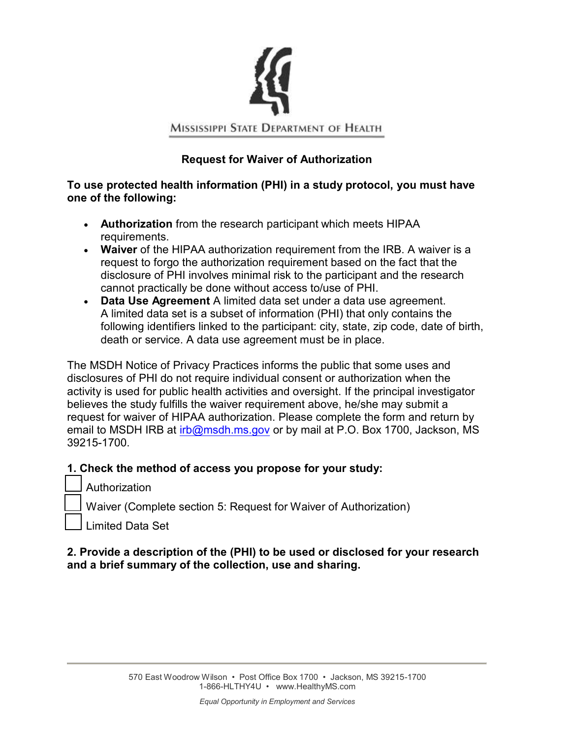MISSISSIPPI STATE DEPARTMENT OF HEALTH

## Request for Waiver of Authorization

**To use protected health information (PHI) in a study protocol, you must have one of the following:**

- **Authorization** from the research participant which meets HIPAA requirements.
- **Waiver** of the HIPAA authorization requirement from the IRB. A waiver is a request to forgo the authorization requirement based on the fact that the disclosure of PHI involves minimal risk to the participant and the research cannot practically be done without access to/use of PHI.
- **Data Use Agreement** A limited data set under a data use agreement. A limited data set is a subset of information (PHI) that only contains the following identifiers linked to the participant: city, state, zip code, date of birth, death or service. A data use agreement must be in place.

The MSDH Notice of Privacy Practices informs the public that some uses and disclosures of PHI do not require individual consent or authorization when the activity is used for public health activities and oversight. If the principal investigator believes the study fulfills the waiver requirement above, he/she may submit a request for waiver of HIPAA authorization. Please complete the form and return by email to MSDH IRB at irb@msdh.ms.gov or by mail at P.O. Box 1700, Jackson, MS 39215-1700.

**1. Check the method of access you propose for your study:**

- [ ] Authorization
- [ ] Waiver (Complete section 5: Request for Waiver of Authorization)
- [ ] Limited Data Set

**2. Provide a description of the (PHI) to be used or disclosed for your research and a brief summary of the collection, use and sharing.**

570 East Woodrow Wilson • Post Office Box 1700 • Jackson, MS 39215-1700
1-866-HLTHY4U • www.HealthyMS.com

*Equal Opportunity in Employment and Services*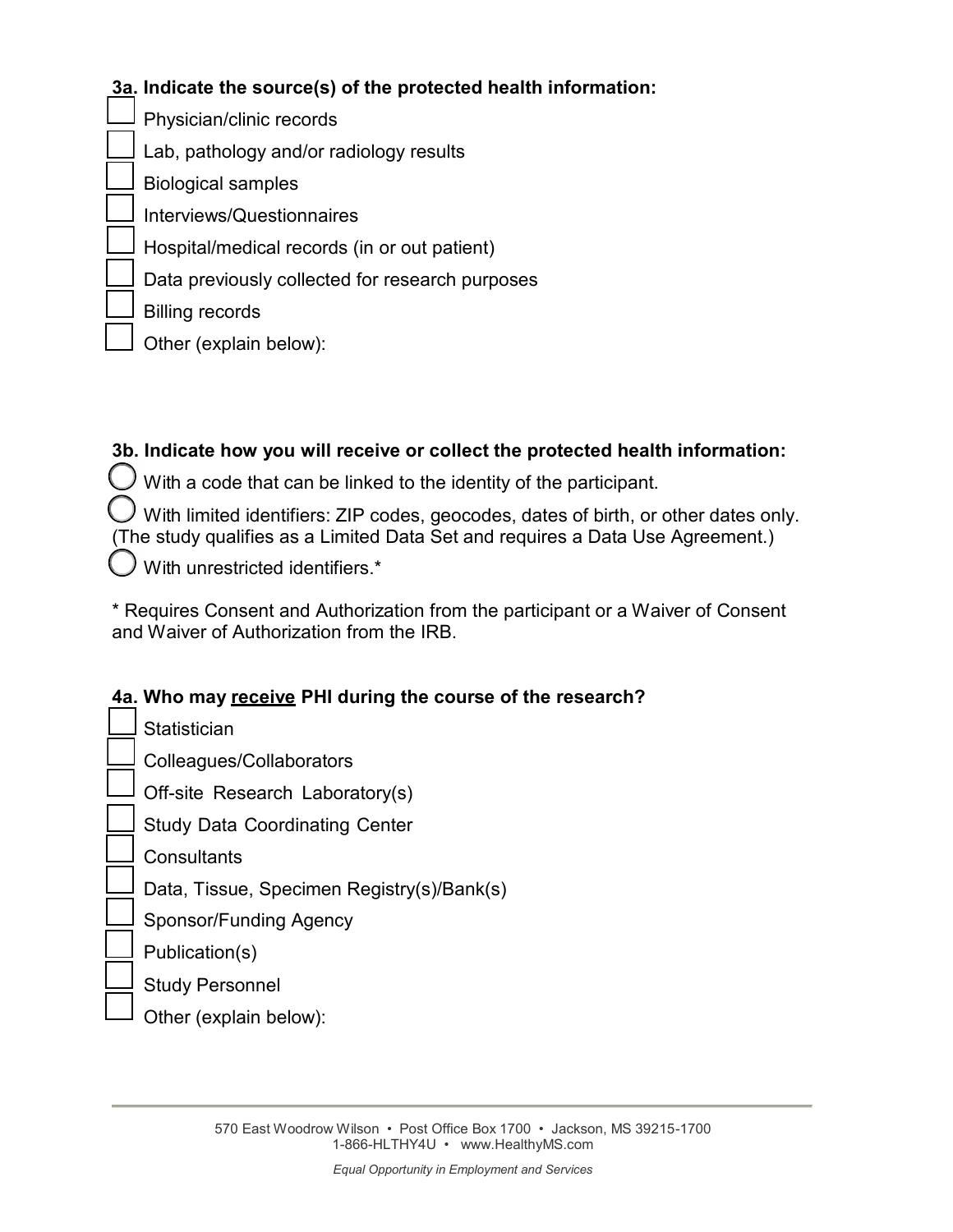**3a. Indicate the source(s) of the protected health information:**

- [ ] Physician/clinic records
- [ ] Lab, pathology and/or radiology results
- [ ] Biological samples
- [ ] Interviews/Questionnaires
- [ ] Hospital/medical records (in or out patient)
- [ ] Data previously collected for research purposes
- [ ] Billing records
- [ ] Other (explain below):

**3b. Indicate how you will receive or collect the protected health information:**

○ With a code that can be linked to the identity of the participant.

○ With limited identifiers: ZIP codes, geocodes, dates of birth, or other dates only. (The study qualifies as a Limited Data Set and requires a Data Use Agreement.)

○ With unrestricted identifiers.*

* Requires Consent and Authorization from the participant or a Waiver of Consent and Waiver of Authorization from the IRB.

**4a. Who may <u>receive</u> PHI during the course of the research?**

- [ ] Statistician
- [ ] Colleagues/Collaborators
- [ ] Off-site Research Laboratory(s)
- [ ] Study Data Coordinating Center
- [ ] Consultants
- [ ] Data, Tissue, Specimen Registry(s)/Bank(s)
- [ ] Sponsor/Funding Agency
- [ ] Publication(s)
- [ ] Study Personnel
- [ ] Other (explain below):

570 East Woodrow Wilson • Post Office Box 1700 • Jackson, MS 39215-1700
1-866-HLTHY4U • www.HealthyMS.com

*Equal Opportunity in Employment and Services*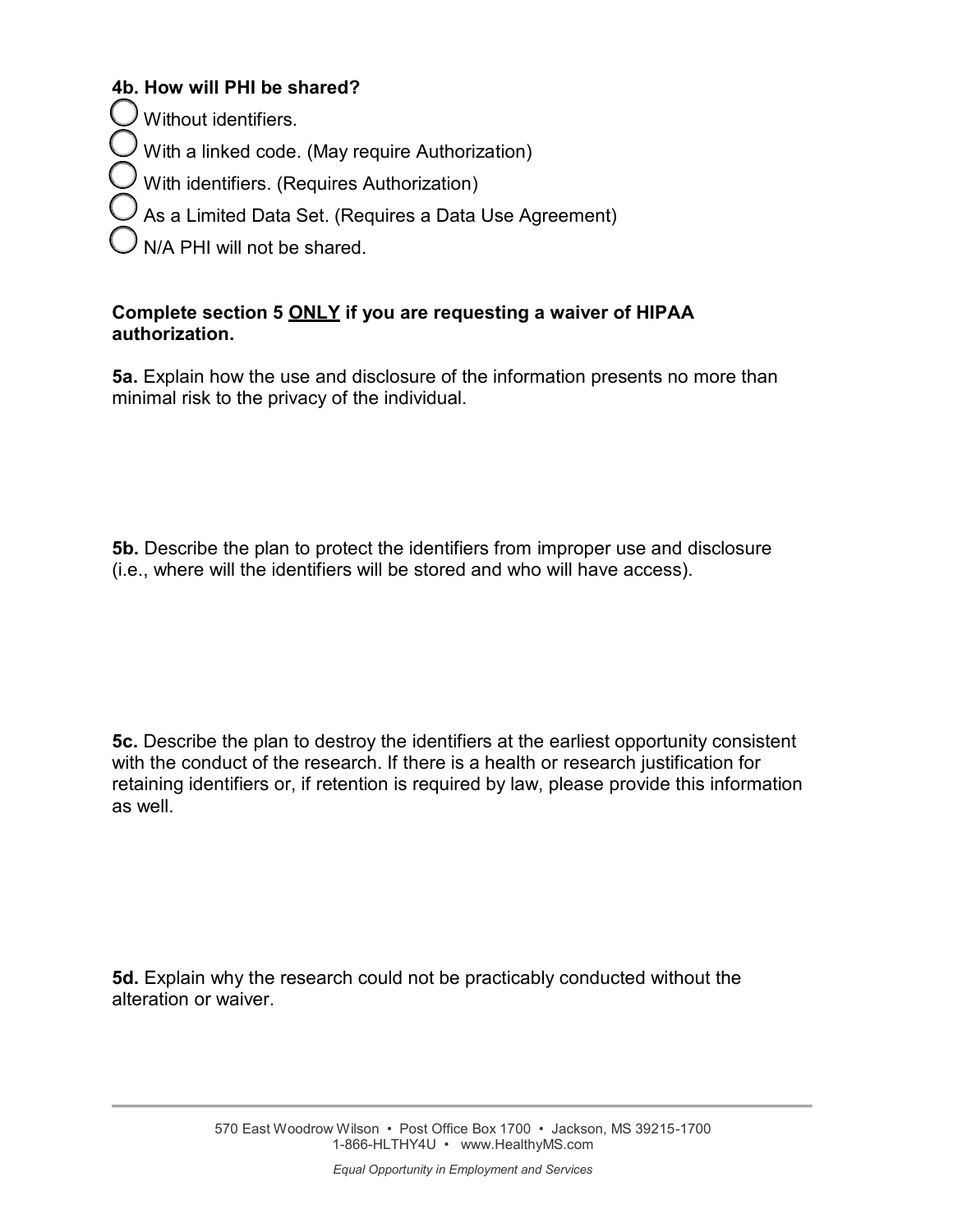**4b. How will PHI be shared?**

- ◯ Without identifiers.
- ◯ With a linked code. (May require Authorization)
- ◯ With identifiers. (Requires Authorization)
- ◯ As a Limited Data Set. (Requires a Data Use Agreement)
- ◯ N/A PHI will not be shared.

**Complete section 5 <u>ONLY</u> if you are requesting a waiver of HIPAA authorization.**

**5a.** Explain how the use and disclosure of the information presents no more than minimal risk to the privacy of the individual.

**5b.** Describe the plan to protect the identifiers from improper use and disclosure (i.e., where will the identifiers will be stored and who will have access).

**5c.** Describe the plan to destroy the identifiers at the earliest opportunity consistent with the conduct of the research. If there is a health or research justification for retaining identifiers or, if retention is required by law, please provide this information as well.

**5d.** Explain why the research could not be practicably conducted without the alteration or waiver.

570 East Woodrow Wilson • Post Office Box 1700 • Jackson, MS 39215-1700
1-866-HLTHY4U • www.HealthyMS.com

*Equal Opportunity in Employment and Services*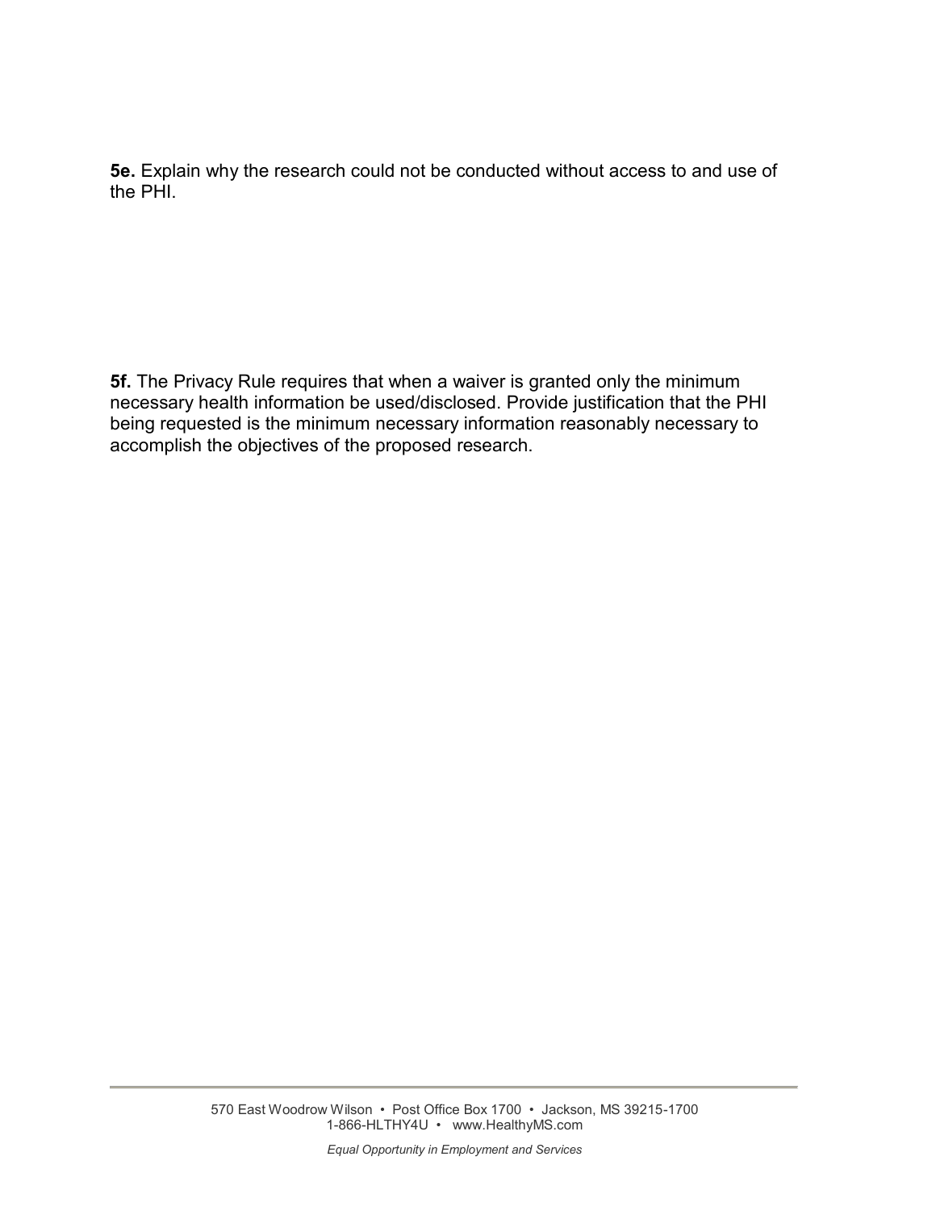**5e.** Explain why the research could not be conducted without access to and use of the PHI.

**5f.** The Privacy Rule requires that when a waiver is granted only the minimum necessary health information be used/disclosed. Provide justification that the PHI being requested is the minimum necessary information reasonably necessary to accomplish the objectives of the proposed research.